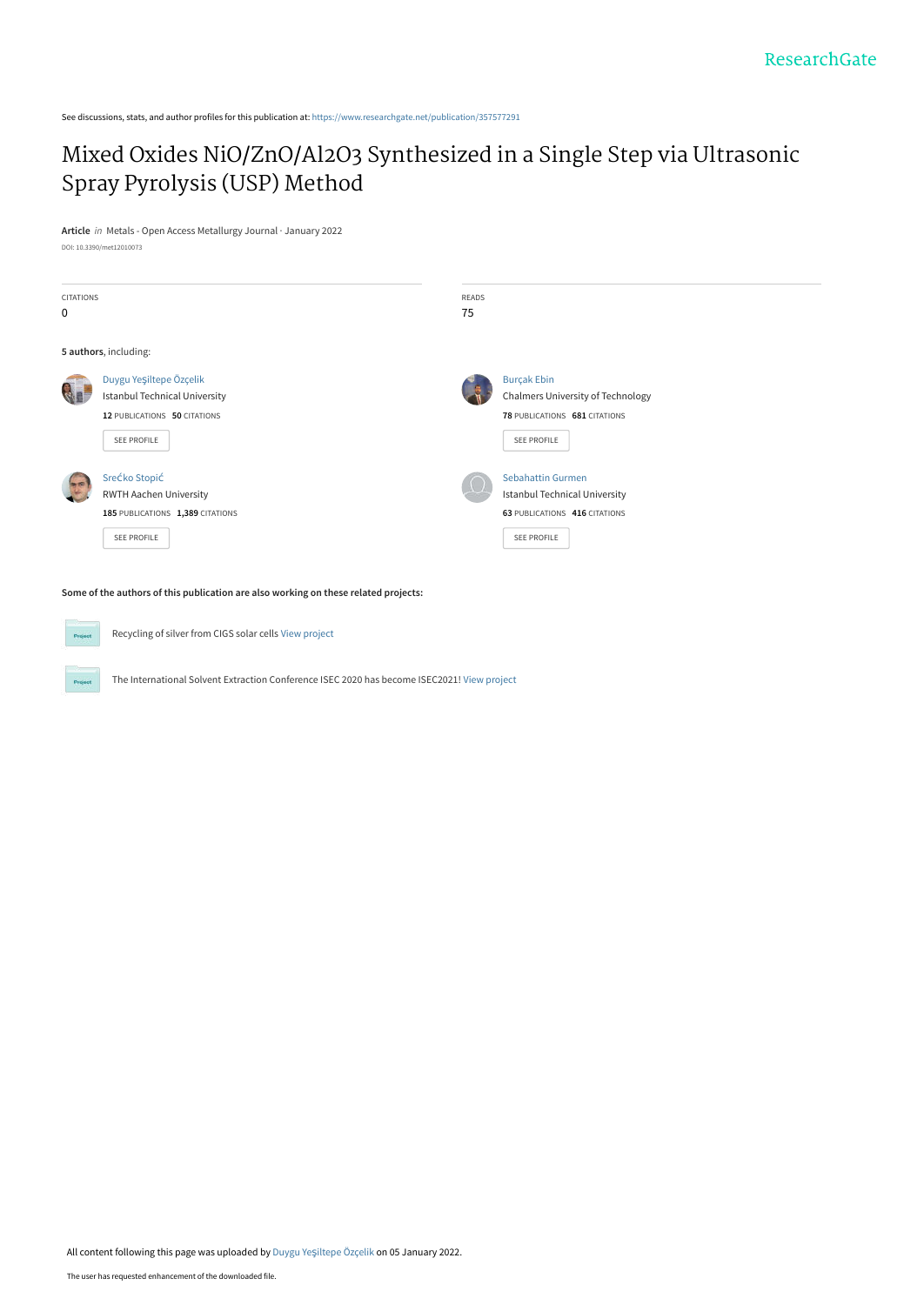See discussions, stats, and author profiles for this publication at: https://www.researchgate.net/publication/357577291

# Mixed Oxides NiO/ZnO/Al2O3 Synthesized in a Single Step via Ultrasonic Spray Pyrolysis (USP) Method

**Article** *in* Metals - Open Access Metallurgy Journal · January 2022

DOI: 10.3390/met12010073

| CITATIONS | READS |
|---|---|
| 0 | 75 |

**5 authors**, including:

**Duygu Yeşiltepe Özçelik**
Istanbul Technical University
12 PUBLICATIONS 50 CITATIONS
SEE PROFILE

**Burçak Ebin**
Chalmers University of Technology
78 PUBLICATIONS 681 CITATIONS
SEE PROFILE

**Srećko Stopić**
RWTH Aachen University
185 PUBLICATIONS 1,389 CITATIONS
SEE PROFILE

**Sebahattin Gurmen**
Istanbul Technical University
63 PUBLICATIONS 416 CITATIONS
SEE PROFILE

**Some of the authors of this publication are also working on these related projects:**

Recycling of silver from CIGS solar cells View project

The International Solvent Extraction Conference ISEC 2020 has become ISEC2021! View project

All content following this page was uploaded by Duygu Yeşiltepe Özçelik on 05 January 2022.

The user has requested enhancement of the downloaded file.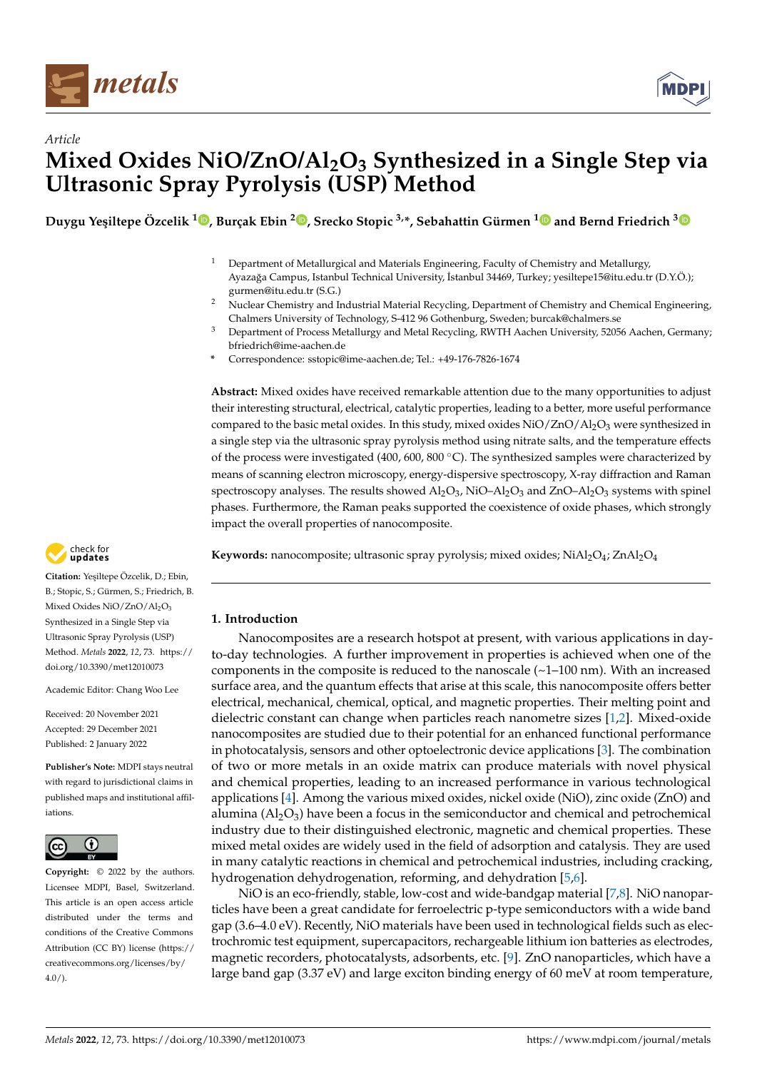Article

# Mixed Oxides $NiO/ZnO/Al_2O_3$ Synthesized in a Single Step via Ultrasonic Spray Pyrolysis (USP) Method

**Duygu Yeşiltepe Özcelik [1], Burçak Ebin [2], Srecko Stopic [3,*], Sebahattin Gürmen [1] and Bernd Friedrich [3]**

[1] Department of Metallurgical and Materials Engineering, Faculty of Chemistry and Metallurgy, Ayazağa Campus, Istanbul Technical University, İstanbul 34469, Turkey; yesiltepe15@itu.edu.tr (D.Y.Ö.); gurmen@itu.edu.tr (S.G.)

[2] Nuclear Chemistry and Industrial Material Recycling, Department of Chemistry and Chemical Engineering, Chalmers University of Technology, S-412 96 Gothenburg, Sweden; burcak@chalmers.se

[3] Department of Process Metallurgy and Metal Recycling, RWTH Aachen University, 52056 Aachen, Germany; bfriedrich@ime-aachen.de

\* Correspondence: sstopic@ime-aachen.de; Tel.: +49-176-7826-1674

**Abstract:** Mixed oxides have received remarkable attention due to the many opportunities to adjust their interesting structural, electrical, catalytic properties, leading to a better, more useful performance compared to the basic metal oxides. In this study, mixed oxides $NiO/ZnO/Al_2O_3$ were synthesized in a single step via the ultrasonic spray pyrolysis method using nitrate salts, and the temperature effects of the process were investigated (400, 600, 800 °C). The synthesized samples were characterized by means of scanning electron microscopy, energy-dispersive spectroscopy, X-ray diffraction and Raman spectroscopy analyses. The results showed $Al_2O_3$, $NiO–Al_2O_3$ and $ZnO–Al_2O_3$ systems with spinel phases. Furthermore, the Raman peaks supported the coexistence of oxide phases, which strongly impact the overall properties of nanocomposite.

**Keywords:** nanocomposite; ultrasonic spray pyrolysis; mixed oxides; $NiAl_2O_4$; $ZnAl_2O_4$

**Citation:** Yeşiltepe Özcelik, D.; Ebin, B.; Stopic, S.; Gürmen, S.; Friedrich, B. Mixed Oxides $NiO/ZnO/Al_2O_3$ Synthesized in a Single Step via Ultrasonic Spray Pyrolysis (USP) Method. *Metals* **2022**, *12*, 73. https://doi.org/10.3390/met12010073

Academic Editor: Chang Woo Lee

Received: 20 November 2021
Accepted: 29 December 2021
Published: 2 January 2022

**Publisher's Note:** MDPI stays neutral with regard to jurisdictional claims in published maps and institutional affiliations.

**Copyright:** © 2022 by the authors. Licensee MDPI, Basel, Switzerland. This article is an open access article distributed under the terms and conditions of the Creative Commons Attribution (CC BY) license (https://creativecommons.org/licenses/by/4.0/).

## 1. Introduction

Nanocomposites are a research hotspot at present, with various applications in day-to-day technologies. A further improvement in properties is achieved when one of the components in the composite is reduced to the nanoscale (~1–100 nm). With an increased surface area, and the quantum effects that arise at this scale, this nanocomposite offers better electrical, mechanical, chemical, optical, and magnetic properties. Their melting point and dielectric constant can change when particles reach nanometre sizes [1,2]. Mixed-oxide nanocomposites are studied due to their potential for an enhanced functional performance in photocatalysis, sensors and other optoelectronic device applications [3]. The combination of two or more metals in an oxide matrix can produce materials with novel physical and chemical properties, leading to an increased performance in various technological applications [4]. Among the various mixed oxides, nickel oxide (NiO), zinc oxide (ZnO) and alumina ($Al_2O_3$) have been a focus in the semiconductor and chemical and petrochemical industry due to their distinguished electronic, magnetic and chemical properties. These mixed metal oxides are widely used in the field of adsorption and catalysis. They are used in many catalytic reactions in chemical and petrochemical industries, including cracking, hydrogenation dehydrogenation, reforming, and dehydration [5,6].

NiO is an eco-friendly, stable, low-cost and wide-bandgap material [7,8]. NiO nanoparticles have been a great candidate for ferroelectric p-type semiconductors with a wide band gap (3.6–4.0 eV). Recently, NiO materials have been used in technological fields such as electrochromic test equipment, supercapacitors, rechargeable lithium ion batteries as electrodes, magnetic recorders, photocatalysts, adsorbents, etc. [9]. ZnO nanoparticles, which have a large band gap (3.37 eV) and large exciton binding energy of 60 meV at room temperature,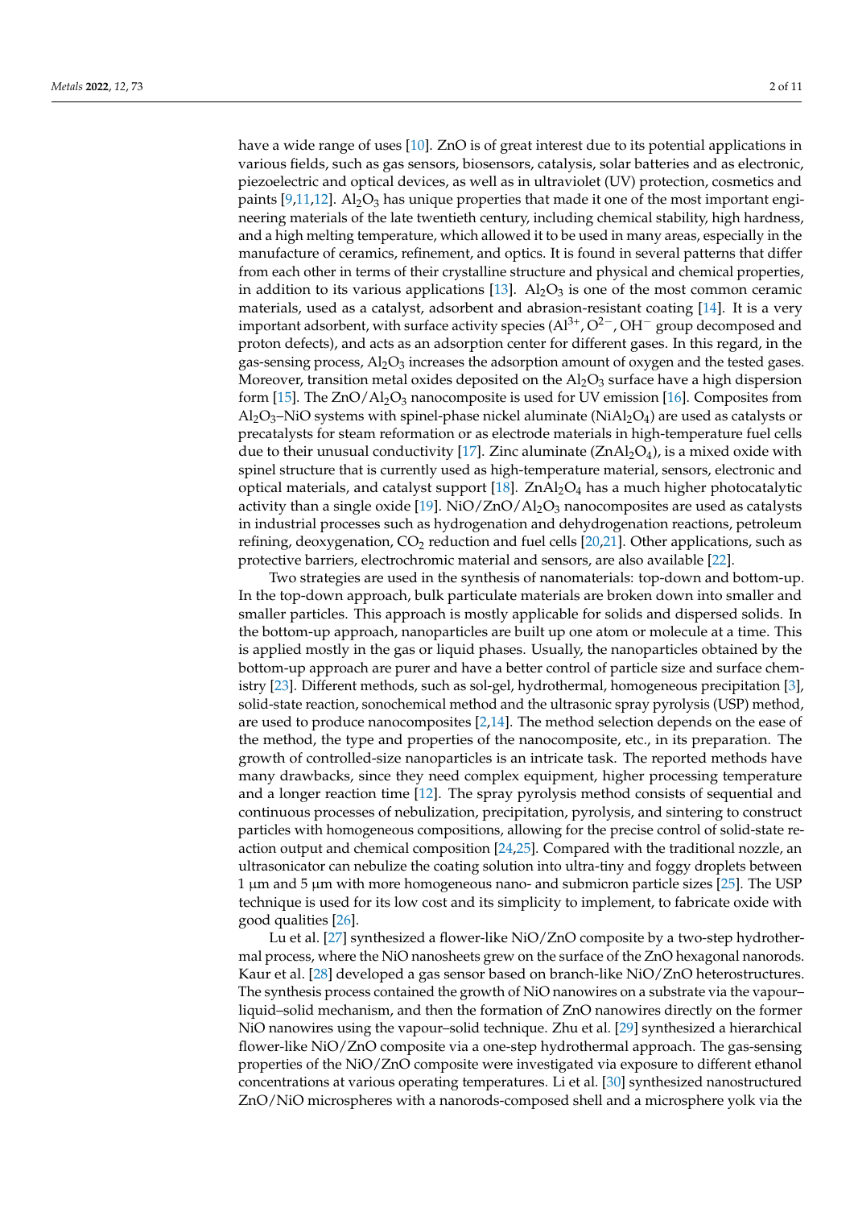have a wide range of uses [10]. ZnO is of great interest due to its potential applications in various fields, such as gas sensors, biosensors, catalysis, solar batteries and as electronic, piezoelectric and optical devices, as well as in ultraviolet (UV) protection, cosmetics and paints [9,11,12]. $Al_2O_3$ has unique properties that made it one of the most important engineering materials of the late twentieth century, including chemical stability, high hardness, and a high melting temperature, which allowed it to be used in many areas, especially in the manufacture of ceramics, refinement, and optics. It is found in several patterns that differ from each other in terms of their crystalline structure and physical and chemical properties, in addition to its various applications [13]. $Al_2O_3$ is one of the most common ceramic materials, used as a catalyst, adsorbent and abrasion-resistant coating [14]. It is a very important adsorbent, with surface activity species ($Al^{3+}$, $O^{2-}$, $OH^-$ group decomposed and proton defects), and acts as an adsorption center for different gases. In this regard, in the gas-sensing process, $Al_2O_3$ increases the adsorption amount of oxygen and the tested gases. Moreover, transition metal oxides deposited on the $Al_2O_3$ surface have a high dispersion form [15]. The $ZnO/Al_2O_3$ nanocomposite is used for UV emission [16]. Composites from $Al_2O_3$–NiO systems with spinel-phase nickel aluminate ($NiAl_2O_4$) are used as catalysts or precatalysts for steam reformation or as electrode materials in high-temperature fuel cells due to their unusual conductivity [17]. Zinc aluminate ($ZnAl_2O_4$), is a mixed oxide with spinel structure that is currently used as high-temperature material, sensors, electronic and optical materials, and catalyst support [18]. $ZnAl_2O_4$ has a much higher photocatalytic activity than a single oxide [19]. $NiO/ZnO/Al_2O_3$ nanocomposites are used as catalysts in industrial processes such as hydrogenation and dehydrogenation reactions, petroleum refining, deoxygenation, $CO_2$ reduction and fuel cells [20,21]. Other applications, such as protective barriers, electrochromic material and sensors, are also available [22].

Two strategies are used in the synthesis of nanomaterials: top-down and bottom-up. In the top-down approach, bulk particulate materials are broken down into smaller and smaller particles. This approach is mostly applicable for solids and dispersed solids. In the bottom-up approach, nanoparticles are built up one atom or molecule at a time. This is applied mostly in the gas or liquid phases. Usually, the nanoparticles obtained by the bottom-up approach are purer and have a better control of particle size and surface chemistry [23]. Different methods, such as sol-gel, hydrothermal, homogeneous precipitation [3], solid-state reaction, sonochemical method and the ultrasonic spray pyrolysis (USP) method, are used to produce nanocomposites [2,14]. The method selection depends on the ease of the method, the type and properties of the nanocomposite, etc., in its preparation. The growth of controlled-size nanoparticles is an intricate task. The reported methods have many drawbacks, since they need complex equipment, higher processing temperature and a longer reaction time [12]. The spray pyrolysis method consists of sequential and continuous processes of nebulization, precipitation, pyrolysis, and sintering to construct particles with homogeneous compositions, allowing for the precise control of solid-state reaction output and chemical composition [24,25]. Compared with the traditional nozzle, an ultrasonicator can nebulize the coating solution into ultra-tiny and foggy droplets between 1 μm and 5 μm with more homogeneous nano- and submicron particle sizes [25]. The USP technique is used for its low cost and its simplicity to implement, to fabricate oxide with good qualities [26].

Lu et al. [27] synthesized a flower-like NiO/ZnO composite by a two-step hydrothermal process, where the NiO nanosheets grew on the surface of the ZnO hexagonal nanorods. Kaur et al. [28] developed a gas sensor based on branch-like NiO/ZnO heterostructures. The synthesis process contained the growth of NiO nanowires on a substrate via the vapour–liquid–solid mechanism, and then the formation of ZnO nanowires directly on the former NiO nanowires using the vapour–solid technique. Zhu et al. [29] synthesized a hierarchical flower-like NiO/ZnO composite via a one-step hydrothermal approach. The gas-sensing properties of the NiO/ZnO composite were investigated via exposure to different ethanol concentrations at various operating temperatures. Li et al. [30] synthesized nanostructured ZnO/NiO microspheres with a nanorods-composed shell and a microsphere yolk via the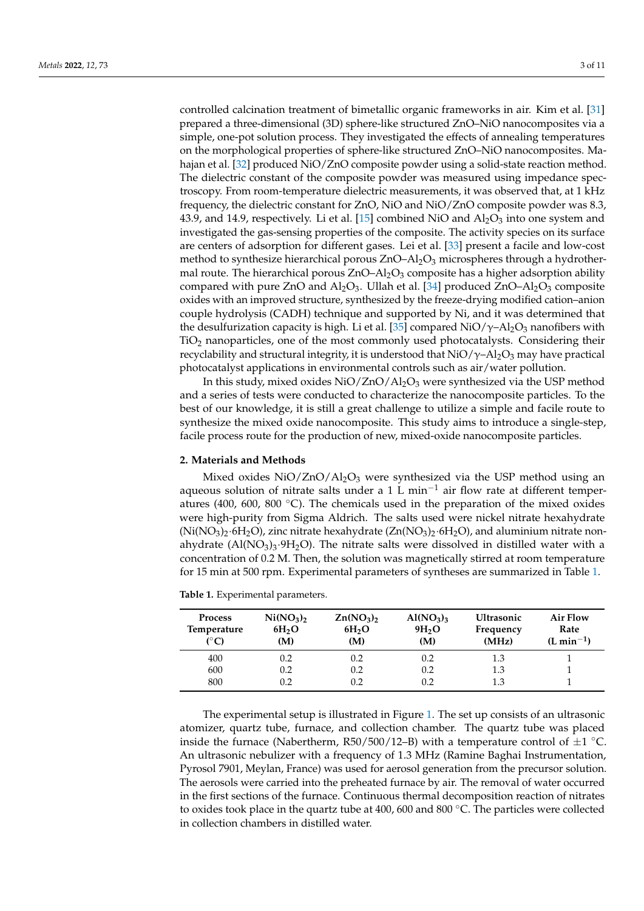controlled calcination treatment of bimetallic organic frameworks in air. Kim et al. [31] prepared a three-dimensional (3D) sphere-like structured ZnO–NiO nanocomposites via a simple, one-pot solution process. They investigated the effects of annealing temperatures on the morphological properties of sphere-like structured ZnO–NiO nanocomposites. Mahajan et al. [32] produced NiO/ZnO composite powder using a solid-state reaction method. The dielectric constant of the composite powder was measured using impedance spectroscopy. From room-temperature dielectric measurements, it was observed that, at 1 kHz frequency, the dielectric constant for ZnO, NiO and NiO/ZnO composite powder was 8.3, 43.9, and 14.9, respectively. Li et al. [15] combined NiO and $Al_2O_3$ into one system and investigated the gas-sensing properties of the composite. The activity species on its surface are centers of adsorption for different gases. Lei et al. [33] present a facile and low-cost method to synthesize hierarchical porous ZnO–$Al_2O_3$ microspheres through a hydrothermal route. The hierarchical porous ZnO–$Al_2O_3$ composite has a higher adsorption ability compared with pure ZnO and $Al_2O_3$. Ullah et al. [34] produced ZnO–$Al_2O_3$ composite oxides with an improved structure, synthesized by the freeze-drying modified cation–anion couple hydrolysis (CADH) technique and supported by Ni, and it was determined that the desulfurization capacity is high. Li et al. [35] compared NiO/$\gamma$–$Al_2O_3$ nanofibers with $TiO_2$ nanoparticles, one of the most commonly used photocatalysts. Considering their recyclability and structural integrity, it is understood that NiO/$\gamma$–$Al_2O_3$ may have practical photocatalyst applications in environmental controls such as air/water pollution.

In this study, mixed oxides NiO/ZnO/$Al_2O_3$ were synthesized via the USP method and a series of tests were conducted to characterize the nanocomposite particles. To the best of our knowledge, it is still a great challenge to utilize a simple and facile route to synthesize the mixed oxide nanocomposite. This study aims to introduce a single-step, facile process route for the production of new, mixed-oxide nanocomposite particles.

## 2. Materials and Methods

Mixed oxides NiO/ZnO/$Al_2O_3$ were synthesized via the USP method using an aqueous solution of nitrate salts under a 1 L $min^{-1}$ air flow rate at different temperatures (400, 600, 800 °C). The chemicals used in the preparation of the mixed oxides were high-purity from Sigma Aldrich. The salts used were nickel nitrate hexahydrate ($Ni(NO_3)_2 \cdot 6H_2O$), zinc nitrate hexahydrate ($Zn(NO_3)_2 \cdot 6H_2O$), and aluminium nitrate nonahydrate ($Al(NO_3)_3 \cdot 9H_2O$). The nitrate salts were dissolved in distilled water with a concentration of 0.2 M. Then, the solution was magnetically stirred at room temperature for 15 min at 500 rpm. Experimental parameters of syntheses are summarized in Table 1.

**Table 1.** Experimental parameters.

| Process Temperature (°C) | $Ni(NO_3)_2$ $6H_2O$ (M) | $Zn(NO_3)_2$ $6H_2O$ (M) | $Al(NO_3)_3$ $9H_2O$ (M) | Ultrasonic Frequency (MHz) | Air Flow Rate (L $min^{-1}$) |
|---|---|---|---|---|---|
| 400 | 0.2 | 0.2 | 0.2 | 1.3 | 1 |
| 600 | 0.2 | 0.2 | 0.2 | 1.3 | 1 |
| 800 | 0.2 | 0.2 | 0.2 | 1.3 | 1 |

The experimental setup is illustrated in Figure 1. The set up consists of an ultrasonic atomizer, quartz tube, furnace, and collection chamber. The quartz tube was placed inside the furnace (Nabertherm, R50/500/12–B) with a temperature control of ±1 °C. An ultrasonic nebulizer with a frequency of 1.3 MHz (Ramine Baghai Instrumentation, Pyrosol 7901, Meylan, France) was used for aerosol generation from the precursor solution. The aerosols were carried into the preheated furnace by air. The removal of water occurred in the first sections of the furnace. Continuous thermal decomposition reaction of nitrates to oxides took place in the quartz tube at 400, 600 and 800 °C. The particles were collected in collection chambers in distilled water.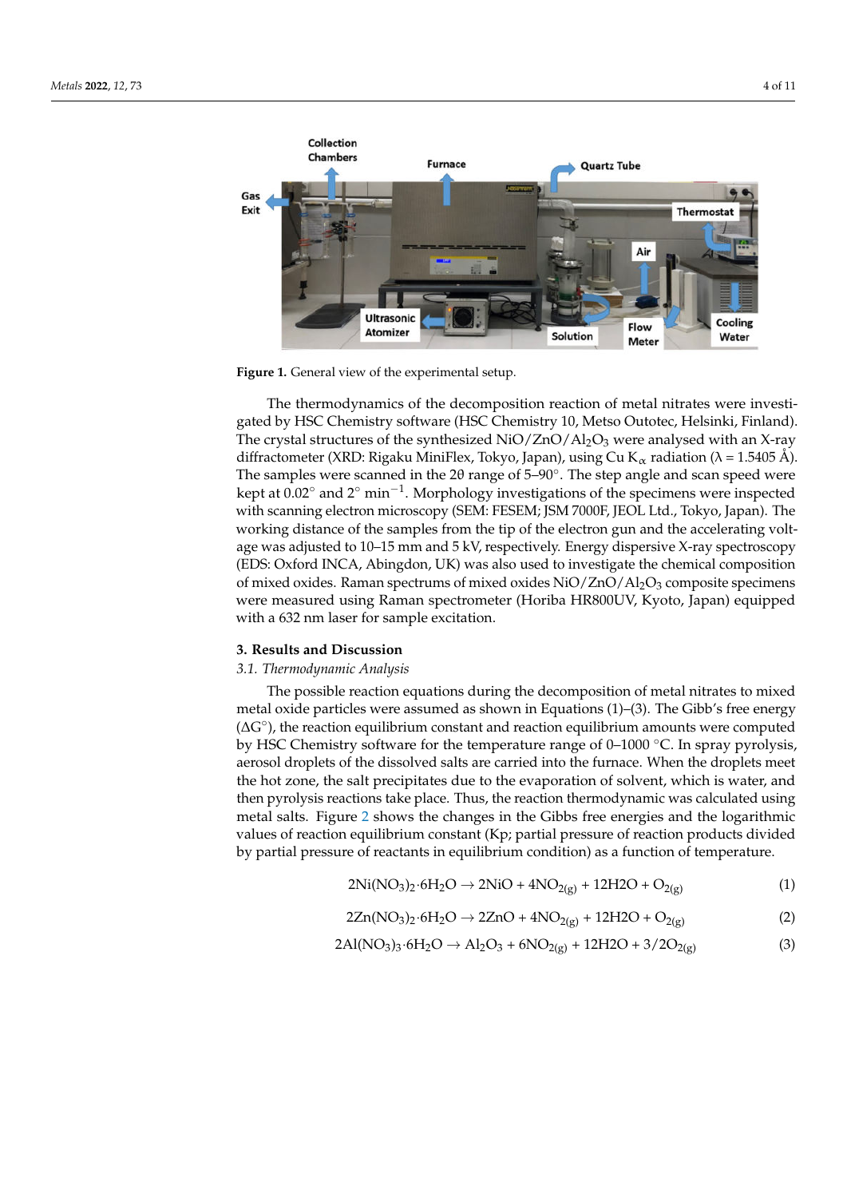Figure 1. General view of the experimental setup.

The thermodynamics of the decomposition reaction of metal nitrates were investigated by HSC Chemistry software (HSC Chemistry 10, Metso Outotec, Helsinki, Finland). The crystal structures of the synthesized $NiO/ZnO/Al_2O_3$ were analysed with an X-ray diffractometer (XRD: Rigaku MiniFlex, Tokyo, Japan), using Cu $K_\alpha$ radiation ($\lambda$ = 1.5405 Å). The samples were scanned in the 2θ range of 5–90°. The step angle and scan speed were kept at 0.02° and 2° $min^{-1}$. Morphology investigations of the specimens were inspected with scanning electron microscopy (SEM: FESEM; JSM 7000F, JEOL Ltd., Tokyo, Japan). The working distance of the samples from the tip of the electron gun and the accelerating voltage was adjusted to 10–15 mm and 5 kV, respectively. Energy dispersive X-ray spectroscopy (EDS: Oxford INCA, Abingdon, UK) was also used to investigate the chemical composition of mixed oxides. Raman spectrums of mixed oxides $NiO/ZnO/Al_2O_3$ composite specimens were measured using Raman spectrometer (Horiba HR800UV, Kyoto, Japan) equipped with a 632 nm laser for sample excitation.

## 3. Results and Discussion

### 3.1. Thermodynamic Analysis

The possible reaction equations during the decomposition of metal nitrates to mixed metal oxide particles were assumed as shown in Equations (1)–(3). The Gibb's free energy (ΔG°), the reaction equilibrium constant and reaction equilibrium amounts were computed by HSC Chemistry software for the temperature range of 0–1000 °C. In spray pyrolysis, aerosol droplets of the dissolved salts are carried into the furnace. When the droplets meet the hot zone, the salt precipitates due to the evaporation of solvent, which is water, and then pyrolysis reactions take place. Thus, the reaction thermodynamic was calculated using metal salts. Figure 2 shows the changes in the Gibbs free energies and the logarithmic values of reaction equilibrium constant (Kp; partial pressure of reaction products divided by partial pressure of reactants in equilibrium condition) as a function of temperature.

$$2Ni(NO_3)_2{\cdot}6H_2O \rightarrow 2NiO + 4NO_{2(g)} + 12H2O + O_{2(g)} \quad (1)$$

$$2Zn(NO_3)_2{\cdot}6H_2O \rightarrow 2ZnO + 4NO_{2(g)} + 12H2O + O_{2(g)} \quad (2)$$

$$2Al(NO_3)_3{\cdot}6H_2O \rightarrow Al_2O_3 + 6NO_{2(g)} + 12H2O + 3/2O_{2(g)} \quad (3)$$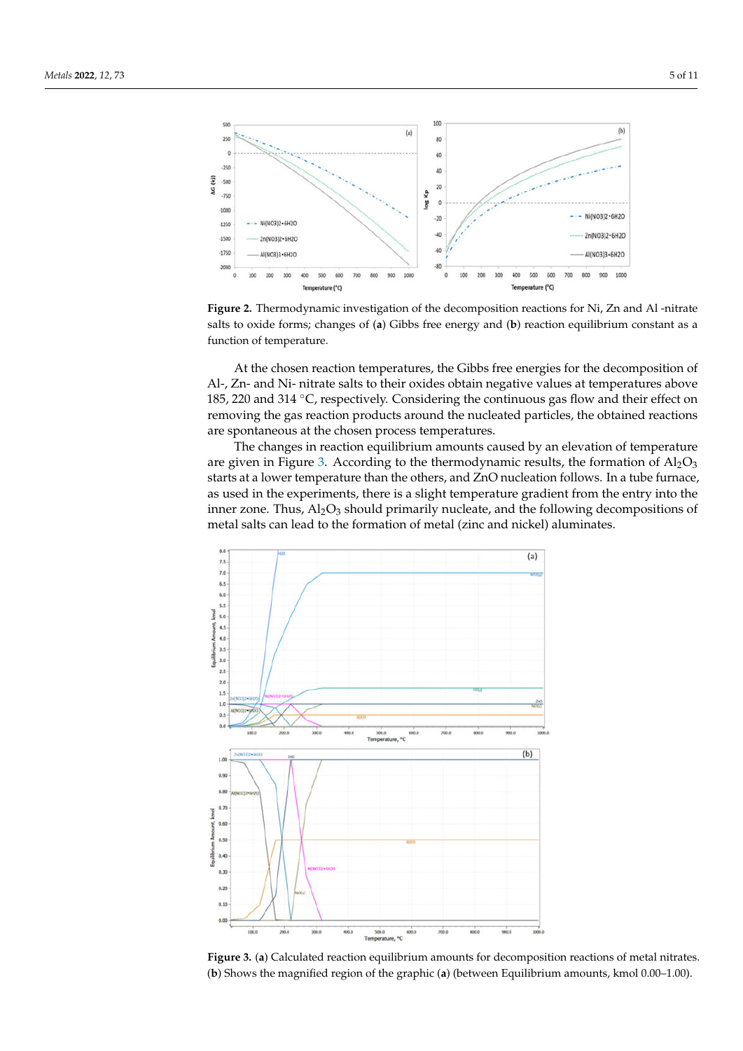**Figure 2.** Thermodynamic investigation of the decomposition reactions for Ni, Zn and Al -nitrate salts to oxide forms; changes of (**a**) Gibbs free energy and (**b**) reaction equilibrium constant as a function of temperature.

At the chosen reaction temperatures, the Gibbs free energies for the decomposition of Al-, Zn- and Ni- nitrate salts to their oxides obtain negative values at temperatures above 185, 220 and 314 °C, respectively. Considering the continuous gas flow and their effect on removing the gas reaction products around the nucleated particles, the obtained reactions are spontaneous at the chosen process temperatures.

The changes in reaction equilibrium amounts caused by an elevation of temperature are given in Figure 3. According to the thermodynamic results, the formation of $Al_2O_3$ starts at a lower temperature than the others, and ZnO nucleation follows. In a tube furnace, as used in the experiments, there is a slight temperature gradient from the entry into the inner zone. Thus, $Al_2O_3$ should primarily nucleate, and the following decompositions of metal salts can lead to the formation of metal (zinc and nickel) aluminates.

**Figure 3.** (**a**) Calculated reaction equilibrium amounts for decomposition reactions of metal nitrates. (**b**) Shows the magnified region of the graphic (**a**) (between Equilibrium amounts, kmol 0.00–1.00).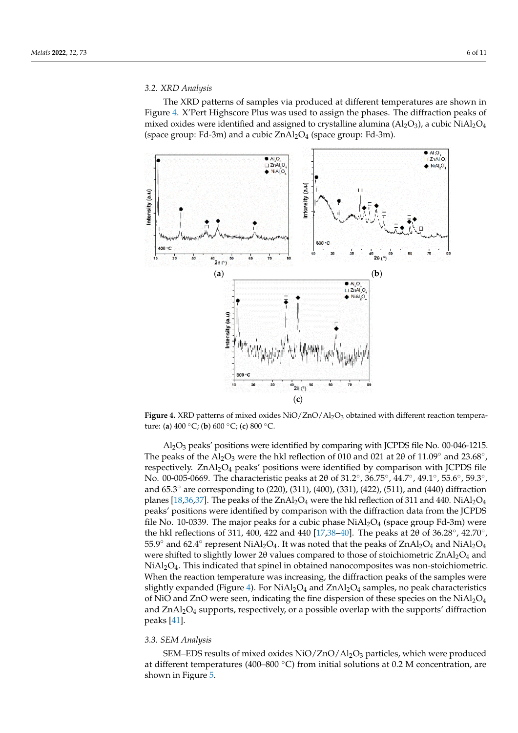### 3.2. XRD Analysis

The XRD patterns of samples via produced at different temperatures are shown in Figure 4. X'Pert Highscore Plus was used to assign the phases. The diffraction peaks of mixed oxides were identified and assigned to crystalline alumina ($Al_2O_3$), a cubic $NiAl_2O_4$ (space group: Fd-3m) and a cubic $ZnAl_2O_4$ (space group: Fd-3m).

**Figure 4.** XRD patterns of mixed oxides $NiO/ZnO/Al_2O_3$ obtained with different reaction temperature: (**a**) 400 °C; (**b**) 600 °C; (**c**) 800 °C.

$Al_2O_3$ peaks' positions were identified by comparing with JCPDS file No. 00-046-1215. The peaks of the $Al_2O_3$ were the hkl reflection of 010 and 021 at 2θ of 11.09° and 23.68°, respectively. $ZnAl_2O_4$ peaks' positions were identified by comparison with JCPDS file No. 00-005-0669. The characteristic peaks at 2θ of 31.2°, 36.75°, 44.7°, 49.1°, 55.6°, 59.3°, and 65.3° are corresponding to (220), (311), (400), (331), (422), (511), and (440) diffraction planes [18,36,37]. The peaks of the $ZnAl_2O_4$ were the hkl reflection of 311 and 440. $NiAl_2O_4$ peaks' positions were identified by comparison with the diffraction data from the JCPDS file No. 10-0339. The major peaks for a cubic phase $NiAl_2O_4$ (space group Fd-3m) were the hkl reflections of 311, 400, 422 and 440 [17,38–40]. The peaks at 2θ of 36.28°, 42.70°, 55.9° and 62.4° represent $NiAl_2O_4$. It was noted that the peaks of $ZnAl_2O_4$ and $NiAl_2O_4$ were shifted to slightly lower 2θ values compared to those of stoichiometric $ZnAl_2O_4$ and $NiAl_2O_4$. This indicated that spinel in obtained nanocomposites was non-stoichiometric. When the reaction temperature was increasing, the diffraction peaks of the samples were slightly expanded (Figure 4). For $NiAl_2O_4$ and $ZnAl_2O_4$ samples, no peak characteristics of NiO and ZnO were seen, indicating the fine dispersion of these species on the $NiAl_2O_4$ and $ZnAl_2O_4$ supports, respectively, or a possible overlap with the supports' diffraction peaks [41].

### 3.3. SEM Analysis

SEM–EDS results of mixed oxides $NiO/ZnO/Al_2O_3$ particles, which were produced at different temperatures (400–800 °C) from initial solutions at 0.2 M concentration, are shown in Figure 5.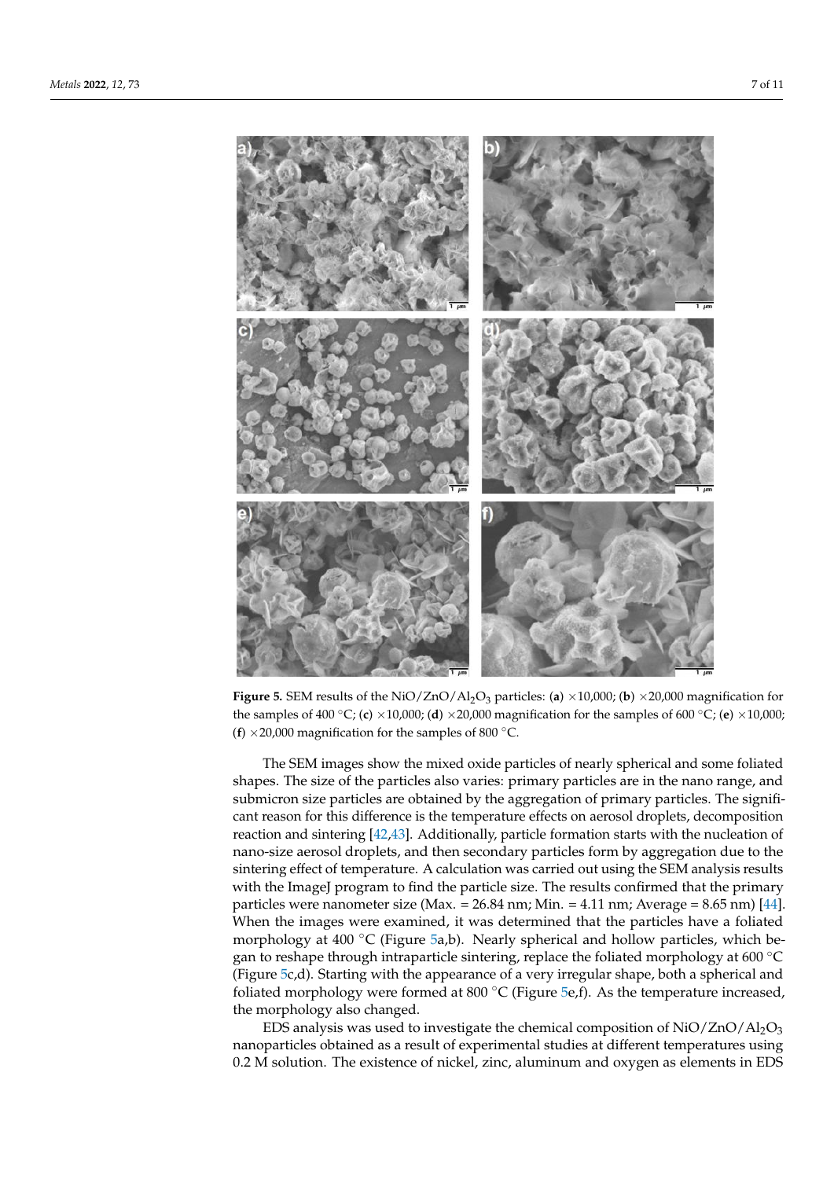**Figure 5.** SEM results of the $NiO/ZnO/Al_2O_3$ particles: (**a**) ×10,000; (**b**) ×20,000 magnification for the samples of 400 °C; (**c**) ×10,000; (**d**) ×20,000 magnification for the samples of 600 °C; (**e**) ×10,000; (**f**) ×20,000 magnification for the samples of 800 °C.

The SEM images show the mixed oxide particles of nearly spherical and some foliated shapes. The size of the particles also varies: primary particles are in the nano range, and submicron size particles are obtained by the aggregation of primary particles. The significant reason for this difference is the temperature effects on aerosol droplets, decomposition reaction and sintering [42,43]. Additionally, particle formation starts with the nucleation of nano-size aerosol droplets, and then secondary particles form by aggregation due to the sintering effect of temperature. A calculation was carried out using the SEM analysis results with the ImageJ program to find the particle size. The results confirmed that the primary particles were nanometer size (Max. = 26.84 nm; Min. = 4.11 nm; Average = 8.65 nm) [44]. When the images were examined, it was determined that the particles have a foliated morphology at 400 °C (Figure 5a,b). Nearly spherical and hollow particles, which began to reshape through intraparticle sintering, replace the foliated morphology at 600 °C (Figure 5c,d). Starting with the appearance of a very irregular shape, both a spherical and foliated morphology were formed at 800 °C (Figure 5e,f). As the temperature increased, the morphology also changed.

EDS analysis was used to investigate the chemical composition of $NiO/ZnO/Al_2O_3$ nanoparticles obtained as a result of experimental studies at different temperatures using 0.2 M solution. The existence of nickel, zinc, aluminum and oxygen as elements in EDS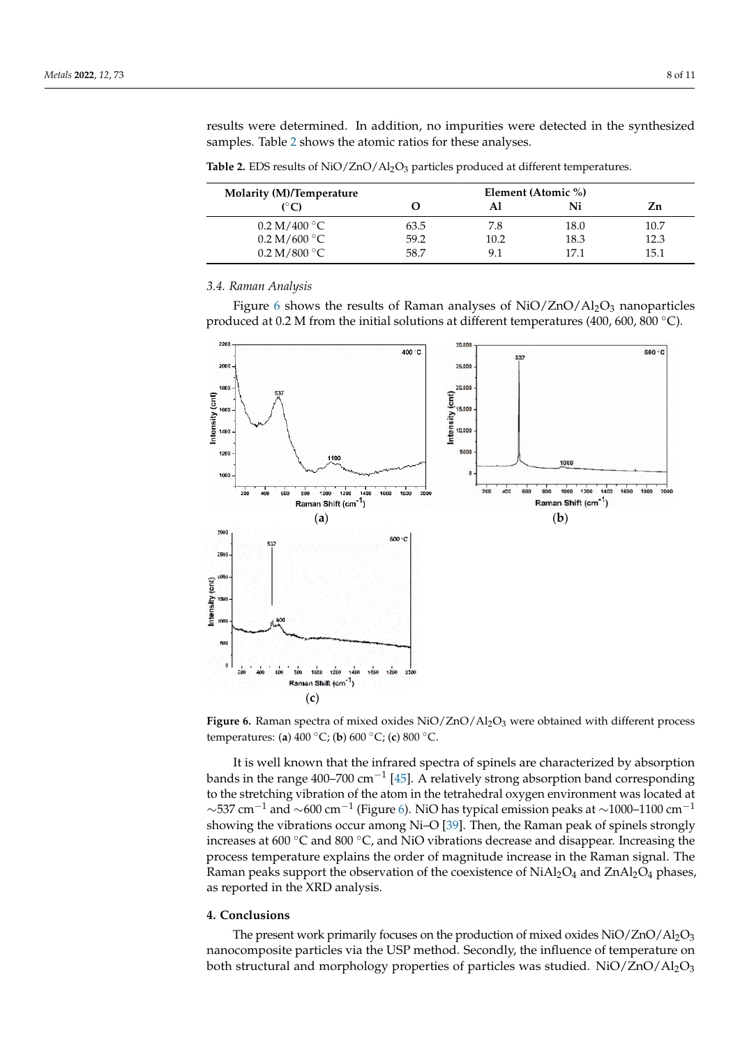results were determined. In addition, no impurities were detected in the synthesized samples. Table 2 shows the atomic ratios for these analyses.

**Table 2.** EDS results of $NiO/ZnO/Al_2O_3$ particles produced at different temperatures.

| Molarity (M)/Temperature (°C) | Element (Atomic %) | | | |
|---|---|---|---|---|
| | O | Al | Ni | Zn |
| 0.2 M/400 °C | 63.5 | 7.8 | 18.0 | 10.7 |
| 0.2 M/600 °C | 59.2 | 10.2 | 18.3 | 12.3 |
| 0.2 M/800 °C | 58.7 | 9.1 | 17.1 | 15.1 |

### 3.4. Raman Analysis

Figure 6 shows the results of Raman analyses of $NiO/ZnO/Al_2O_3$ nanoparticles produced at 0.2 M from the initial solutions at different temperatures (400, 600, 800 °C).

**Figure 6.** Raman spectra of mixed oxides $NiO/ZnO/Al_2O_3$ were obtained with different process temperatures: (**a**) 400 °C; (**b**) 600 °C; (**c**) 800 °C.

It is well known that the infrared spectra of spinels are characterized by absorption bands in the range 400–700 $cm^{-1}$ [45]. A relatively strong absorption band corresponding to the stretching vibration of the atom in the tetrahedral oxygen environment was located at ~537 $cm^{-1}$ and ~600 $cm^{-1}$ (Figure 6). NiO has typical emission peaks at ~1000–1100 $cm^{-1}$ showing the vibrations occur among Ni–O [39]. Then, the Raman peak of spinels strongly increases at 600 °C and 800 °C, and NiO vibrations decrease and disappear. Increasing the process temperature explains the order of magnitude increase in the Raman signal. The Raman peaks support the observation of the coexistence of $NiAl_2O_4$ and $ZnAl_2O_4$ phases, as reported in the XRD analysis.

## 4. Conclusions

The present work primarily focuses on the production of mixed oxides $NiO/ZnO/Al_2O_3$ nanocomposite particles via the USP method. Secondly, the influence of temperature on both structural and morphology properties of particles was studied. $NiO/ZnO/Al_2O_3$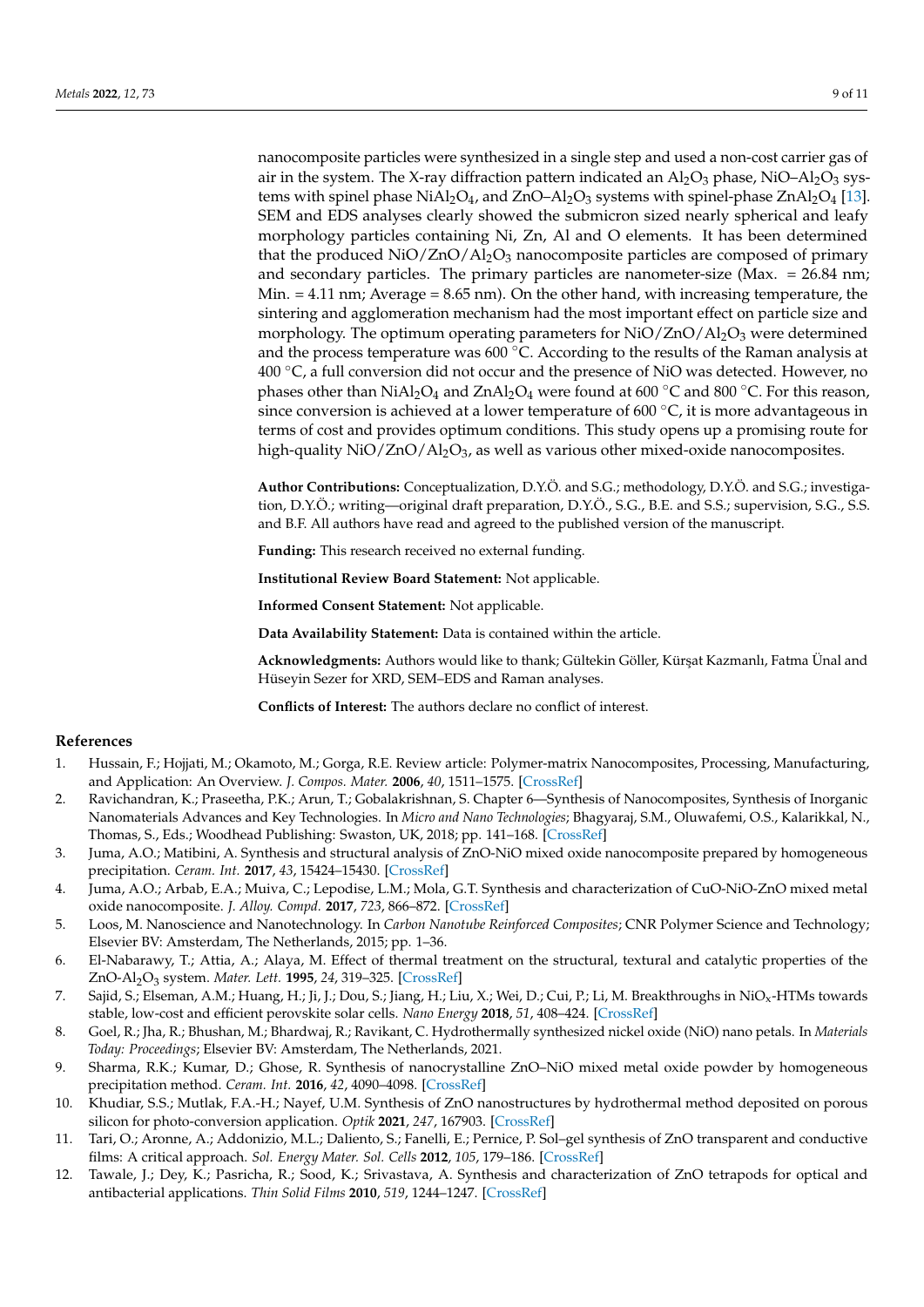nanocomposite particles were synthesized in a single step and used a non-cost carrier gas of air in the system. The X-ray diffraction pattern indicated an $Al_2O_3$ phase, NiO–$Al_2O_3$ systems with spinel phase $NiAl_2O_4$, and ZnO–$Al_2O_3$ systems with spinel-phase $ZnAl_2O_4$ [13]. SEM and EDS analyses clearly showed the submicron sized nearly spherical and leafy morphology particles containing Ni, Zn, Al and O elements. It has been determined that the produced NiO/ZnO/$Al_2O_3$ nanocomposite particles are composed of primary and secondary particles. The primary particles are nanometer-size (Max. = 26.84 nm; Min. = 4.11 nm; Average = 8.65 nm). On the other hand, with increasing temperature, the sintering and agglomeration mechanism had the most important effect on particle size and morphology. The optimum operating parameters for NiO/ZnO/$Al_2O_3$ were determined and the process temperature was 600 °C. According to the results of the Raman analysis at 400 °C, a full conversion did not occur and the presence of NiO was detected. However, no phases other than $NiAl_2O_4$ and $ZnAl_2O_4$ were found at 600 °C and 800 °C. For this reason, since conversion is achieved at a lower temperature of 600 °C, it is more advantageous in terms of cost and provides optimum conditions. This study opens up a promising route for high-quality NiO/ZnO/$Al_2O_3$, as well as various other mixed-oxide nanocomposites.

**Author Contributions:** Conceptualization, D.Y.Ö. and S.G.; methodology, D.Y.Ö. and S.G.; investigation, D.Y.Ö.; writing—original draft preparation, D.Y.Ö., S.G., B.E. and S.S.; supervision, S.G., S.S. and B.F. All authors have read and agreed to the published version of the manuscript.

**Funding:** This research received no external funding.

**Institutional Review Board Statement:** Not applicable.

**Informed Consent Statement:** Not applicable.

**Data Availability Statement:** Data is contained within the article.

**Acknowledgments:** Authors would like to thank; Gültekin Göller, Kürşat Kazmanlı, Fatma Ünal and Hüseyin Sezer for XRD, SEM–EDS and Raman analyses.

**Conflicts of Interest:** The authors declare no conflict of interest.

## References

1. Hussain, F.; Hojjati, M.; Okamoto, M.; Gorga, R.E. Review article: Polymer-matrix Nanocomposites, Processing, Manufacturing, and Application: An Overview. *J. Compos. Mater.* **2006**, *40*, 1511–1575. [CrossRef]
2. Ravichandran, K.; Praseetha, P.K.; Arun, T.; Gobalakrishnan, S. Chapter 6—Synthesis of Nanocomposites, Synthesis of Inorganic Nanomaterials Advances and Key Technologies. In *Micro and Nano Technologies*; Bhagyaraj, S.M., Oluwafemi, O.S., Kalarikkal, N., Thomas, S., Eds.; Woodhead Publishing: Swaston, UK, 2018; pp. 141–168. [CrossRef]
3. Juma, A.O.; Matibini, A. Synthesis and structural analysis of ZnO-NiO mixed oxide nanocomposite prepared by homogeneous precipitation. *Ceram. Int.* **2017**, *43*, 15424–15430. [CrossRef]
4. Juma, A.O.; Arbab, E.A.; Muiva, C.; Lepodise, L.M.; Mola, G.T. Synthesis and characterization of CuO-NiO-ZnO mixed metal oxide nanocomposite. *J. Alloy. Compd.* **2017**, *723*, 866–872. [CrossRef]
5. Loos, M. Nanoscience and Nanotechnology. In *Carbon Nanotube Reinforced Composites*; CNR Polymer Science and Technology; Elsevier BV: Amsterdam, The Netherlands, 2015; pp. 1–36.
6. El-Nabarawy, T.; Attia, A.; Alaya, M. Effect of thermal treatment on the structural, textural and catalytic properties of the ZnO-$Al_2O_3$ system. *Mater. Lett.* **1995**, *24*, 319–325. [CrossRef]
7. Sajid, S.; Elseman, A.M.; Huang, H.; Ji, J.; Dou, S.; Jiang, H.; Liu, X.; Wei, D.; Cui, P.; Li, M. Breakthroughs in $NiO_x$-HTMs towards stable, low-cost and efficient perovskite solar cells. *Nano Energy* **2018**, *51*, 408–424. [CrossRef]
8. Goel, R.; Jha, R.; Bhushan, M.; Bhardwaj, R.; Ravikant, C. Hydrothermally synthesized nickel oxide (NiO) nano petals. In *Materials Today: Proceedings*; Elsevier BV: Amsterdam, The Netherlands, 2021.
9. Sharma, R.K.; Kumar, D.; Ghose, R. Synthesis of nanocrystalline ZnO–NiO mixed metal oxide powder by homogeneous precipitation method. *Ceram. Int.* **2016**, *42*, 4090–4098. [CrossRef]
10. Khudiar, S.S.; Mutlak, F.A.-H.; Nayef, U.M. Synthesis of ZnO nanostructures by hydrothermal method deposited on porous silicon for photo-conversion application. *Optik* **2021**, *247*, 167903. [CrossRef]
11. Tari, O.; Aronne, A.; Addonizio, M.L.; Daliento, S.; Fanelli, E.; Pernice, P. Sol–gel synthesis of ZnO transparent and conductive films: A critical approach. *Sol. Energy Mater. Sol. Cells* **2012**, *105*, 179–186. [CrossRef]
12. Tawale, J.; Dey, K.; Pasricha, R.; Sood, K.; Srivastava, A. Synthesis and characterization of ZnO tetrapods for optical and antibacterial applications. *Thin Solid Films* **2010**, *519*, 1244–1247. [CrossRef]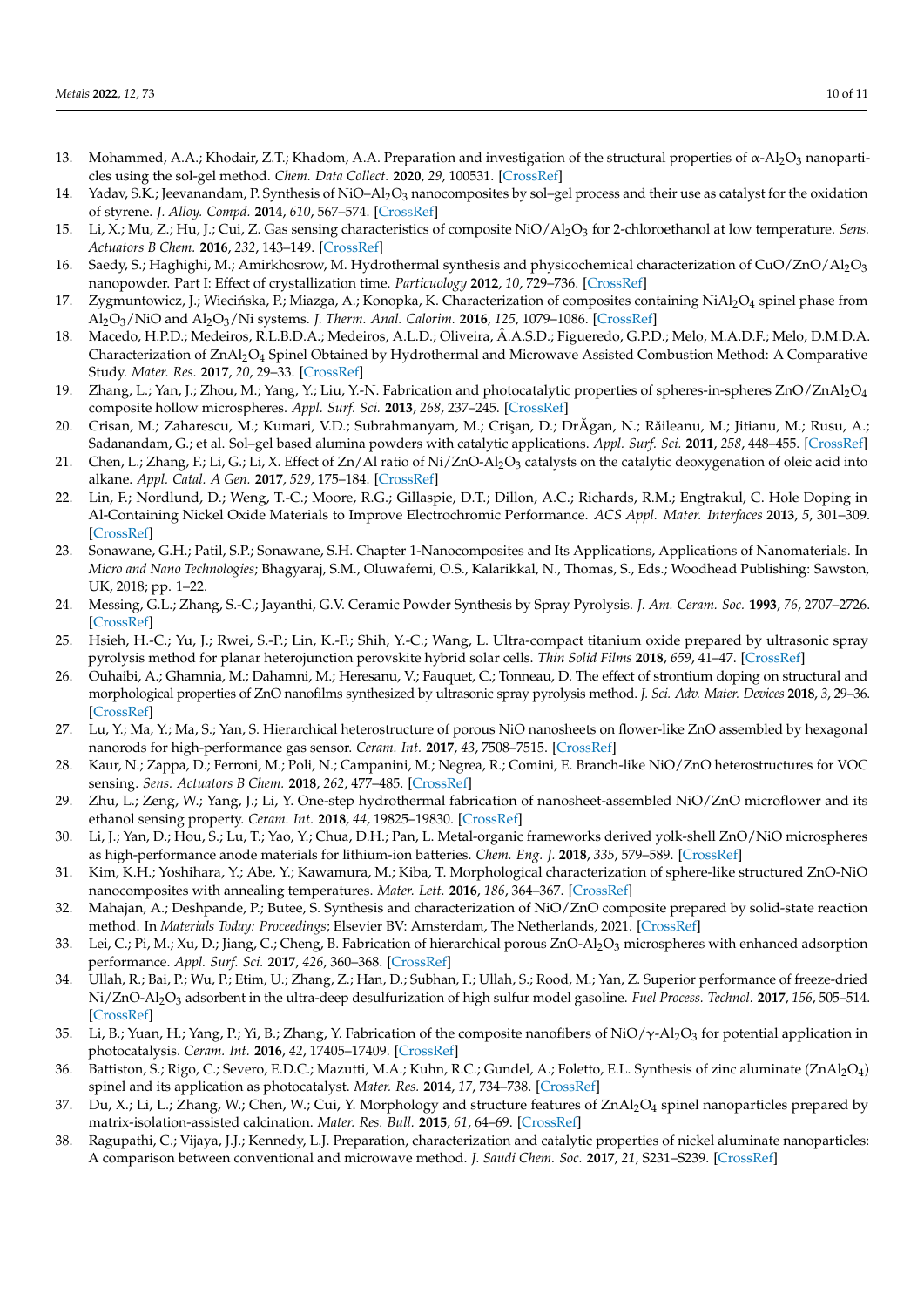13. Mohammed, A.A.; Khodair, Z.T.; Khadom, A.A. Preparation and investigation of the structural properties of α-$Al_2O_3$ nanoparticles using the sol-gel method. *Chem. Data Collect.* **2020**, *29*, 100531. [CrossRef]
14. Yadav, S.K.; Jeevanandam, P. Synthesis of NiO–$Al_2O_3$ nanocomposites by sol–gel process and their use as catalyst for the oxidation of styrene. *J. Alloy. Compd.* **2014**, *610*, 567–574. [CrossRef]
15. Li, X.; Mu, Z.; Hu, J.; Cui, Z. Gas sensing characteristics of composite NiO/$Al_2O_3$ for 2-chloroethanol at low temperature. *Sens. Actuators B Chem.* **2016**, *232*, 143–149. [CrossRef]
16. Saedy, S.; Haghighi, M.; Amirkhosrow, M. Hydrothermal synthesis and physicochemical characterization of CuO/ZnO/$Al_2O_3$ nanopowder. Part I: Effect of crystallization time. *Particuology* **2012**, *10*, 729–736. [CrossRef]
17. Zygmuntowicz, J.; Wiecińska, P.; Miazga, A.; Konopka, K. Characterization of composites containing $NiAl_2O_4$ spinel phase from $Al_2O_3$/NiO and $Al_2O_3$/Ni systems. *J. Therm. Anal. Calorim.* **2016**, *125*, 1079–1086. [CrossRef]
18. Macedo, H.P.D.; Medeiros, R.L.B.D.A.; Medeiros, A.L.D.; Oliveira, Â.A.S.D.; Figueredo, G.P.D.; Melo, M.A.D.F.; Melo, D.M.D.A. Characterization of $ZnAl_2O_4$ Spinel Obtained by Hydrothermal and Microwave Assisted Combustion Method: A Comparative Study. *Mater. Res.* **2017**, *20*, 29–33. [CrossRef]
19. Zhang, L.; Yan, J.; Zhou, M.; Yang, Y.; Liu, Y.-N. Fabrication and photocatalytic properties of spheres-in-spheres ZnO/$ZnAl_2O_4$ composite hollow microspheres. *Appl. Surf. Sci.* **2013**, *268*, 237–245. [CrossRef]
20. Crisan, M.; Zaharescu, M.; Kumari, V.D.; Subrahmanyam, M.; Crişan, D.; DrĂgan, N.; Răileanu, M.; Jitianu, M.; Rusu, A.; Sadanandam, G.; et al. Sol–gel based alumina powders with catalytic applications. *Appl. Surf. Sci.* **2011**, *258*, 448–455. [CrossRef]
21. Chen, L.; Zhang, F.; Li, G.; Li, X. Effect of Zn/Al ratio of Ni/ZnO-$Al_2O_3$ catalysts on the catalytic deoxygenation of oleic acid into alkane. *Appl. Catal. A Gen.* **2017**, *529*, 175–184. [CrossRef]
22. Lin, F.; Nordlund, D.; Weng, T.-C.; Moore, R.G.; Gillaspie, D.T.; Dillon, A.C.; Richards, R.M.; Engtrakul, C. Hole Doping in Al-Containing Nickel Oxide Materials to Improve Electrochromic Performance. *ACS Appl. Mater. Interfaces* **2013**, *5*, 301–309. [CrossRef]
23. Sonawane, G.H.; Patil, S.P.; Sonawane, S.H. Chapter 1-Nanocomposites and Its Applications, Applications of Nanomaterials. In *Micro and Nano Technologies*; Bhagyaraj, S.M., Oluwafemi, O.S., Kalarikkal, N., Thomas, S., Eds.; Woodhead Publishing: Sawston, UK, 2018; pp. 1–22.
24. Messing, G.L.; Zhang, S.-C.; Jayanthi, G.V. Ceramic Powder Synthesis by Spray Pyrolysis. *J. Am. Ceram. Soc.* **1993**, *76*, 2707–2726. [CrossRef]
25. Hsieh, H.-C.; Yu, J.; Rwei, S.-P.; Lin, K.-F.; Shih, Y.-C.; Wang, L. Ultra-compact titanium oxide prepared by ultrasonic spray pyrolysis method for planar heterojunction perovskite hybrid solar cells. *Thin Solid Films* **2018**, *659*, 41–47. [CrossRef]
26. Ouhaibi, A.; Ghamnia, M.; Dahamni, M.; Heresanu, V.; Fauquet, C.; Tonneau, D. The effect of strontium doping on structural and morphological properties of ZnO nanofilms synthesized by ultrasonic spray pyrolysis method. *J. Sci. Adv. Mater. Devices* **2018**, *3*, 29–36. [CrossRef]
27. Lu, Y.; Ma, Y.; Ma, S.; Yan, S. Hierarchical heterostructure of porous NiO nanosheets on flower-like ZnO assembled by hexagonal nanorods for high-performance gas sensor. *Ceram. Int.* **2017**, *43*, 7508–7515. [CrossRef]
28. Kaur, N.; Zappa, D.; Ferroni, M.; Poli, N.; Campanini, M.; Negrea, R.; Comini, E. Branch-like NiO/ZnO heterostructures for VOC sensing. *Sens. Actuators B Chem.* **2018**, *262*, 477–485. [CrossRef]
29. Zhu, L.; Zeng, W.; Yang, J.; Li, Y. One-step hydrothermal fabrication of nanosheet-assembled NiO/ZnO microflower and its ethanol sensing property. *Ceram. Int.* **2018**, *44*, 19825–19830. [CrossRef]
30. Li, J.; Yan, D.; Hou, S.; Lu, T.; Yao, Y.; Chua, D.H.; Pan, L. Metal-organic frameworks derived yolk-shell ZnO/NiO microspheres as high-performance anode materials for lithium-ion batteries. *Chem. Eng. J.* **2018**, *335*, 579–589. [CrossRef]
31. Kim, K.H.; Yoshihara, Y.; Abe, Y.; Kawamura, M.; Kiba, T. Morphological characterization of sphere-like structured ZnO-NiO nanocomposites with annealing temperatures. *Mater. Lett.* **2016**, *186*, 364–367. [CrossRef]
32. Mahajan, A.; Deshpande, P.; Butee, S. Synthesis and characterization of NiO/ZnO composite prepared by solid-state reaction method. In *Materials Today: Proceedings*; Elsevier BV: Amsterdam, The Netherlands, 2021. [CrossRef]
33. Lei, C.; Pi, M.; Xu, D.; Jiang, C.; Cheng, B. Fabrication of hierarchical porous ZnO-$Al_2O_3$ microspheres with enhanced adsorption performance. *Appl. Surf. Sci.* **2017**, *426*, 360–368. [CrossRef]
34. Ullah, R.; Bai, P.; Wu, P.; Etim, U.; Zhang, Z.; Han, D.; Subhan, F.; Ullah, S.; Rood, M.; Yan, Z. Superior performance of freeze-dried Ni/ZnO-$Al_2O_3$ adsorbent in the ultra-deep desulfurization of high sulfur model gasoline. *Fuel Process. Technol.* **2017**, *156*, 505–514. [CrossRef]
35. Li, B.; Yuan, H.; Yang, P.; Yi, B.; Zhang, Y. Fabrication of the composite nanofibers of NiO/γ-$Al_2O_3$ for potential application in photocatalysis. *Ceram. Int.* **2016**, *42*, 17405–17409. [CrossRef]
36. Battiston, S.; Rigo, C.; Severo, E.D.C.; Mazutti, M.A.; Kuhn, R.C.; Gundel, A.; Foletto, E.L. Synthesis of zinc aluminate ($ZnAl_2O_4$) spinel and its application as photocatalyst. *Mater. Res.* **2014**, *17*, 734–738. [CrossRef]
37. Du, X.; Li, L.; Zhang, W.; Chen, W.; Cui, Y. Morphology and structure features of $ZnAl_2O_4$ spinel nanoparticles prepared by matrix-isolation-assisted calcination. *Mater. Res. Bull.* **2015**, *61*, 64–69. [CrossRef]
38. Ragupathi, C.; Vijaya, J.J.; Kennedy, L.J. Preparation, characterization and catalytic properties of nickel aluminate nanoparticles: A comparison between conventional and microwave method. *J. Saudi Chem. Soc.* **2017**, *21*, S231–S239. [CrossRef]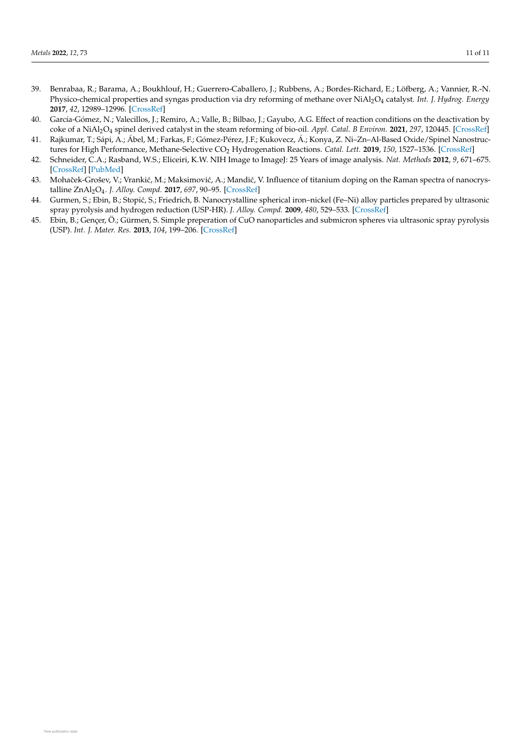39. Benrabaa, R.; Barama, A.; Boukhlouf, H.; Guerrero-Caballero, J.; Rubbens, A.; Bordes-Richard, E.; Löfberg, A.; Vannier, R.-N. Physico-chemical properties and syngas production via dry reforming of methane over $NiAl_2O_4$ catalyst. *Int. J. Hydrog. Energy* **2017**, *42*, 12989–12996. [CrossRef]
40. García-Gómez, N.; Valecillos, J.; Remiro, A.; Valle, B.; Bilbao, J.; Gayubo, A.G. Effect of reaction conditions on the deactivation by coke of a $NiAl_2O_4$ spinel derived catalyst in the steam reforming of bio-oil. *Appl. Catal. B Environ.* **2021**, *297*, 120445. [CrossRef]
41. Rajkumar, T.; Sápi, A.; Ábel, M.; Farkas, F.; Gómez-Pérez, J.F.; Kukovecz, Á.; Konya, Z. Ni–Zn–Al-Based Oxide/Spinel Nanostructures for High Performance, Methane-Selective $CO_2$ Hydrogenation Reactions. *Catal. Lett.* **2019**, *150*, 1527–1536. [CrossRef]
42. Schneider, C.A.; Rasband, W.S.; Eliceiri, K.W. NIH Image to ImageJ: 25 Years of image analysis. *Nat. Methods* **2012**, *9*, 671–675. [CrossRef] [PubMed]
43. Mohaček-Grošev, V.; Vrankić, M.; Maksimović, A.; Mandić, V. Influence of titanium doping on the Raman spectra of nanocrystalline $ZnAl_2O_4$. *J. Alloy. Compd.* **2017**, *697*, 90–95. [CrossRef]
44. Gurmen, S.; Ebin, B.; Stopić, S.; Friedrich, B. Nanocrystalline spherical iron–nickel (Fe–Ni) alloy particles prepared by ultrasonic spray pyrolysis and hydrogen reduction (USP-HR). *J. Alloy. Compd.* **2009**, *480*, 529–533. [CrossRef]
45. Ebin, B.; Gençer, Ö.; Gürmen, S. Simple preperation of CuO nanoparticles and submicron spheres via ultrasonic spray pyrolysis (USP). *Int. J. Mater. Res.* **2013**, *104*, 199–206. [CrossRef]